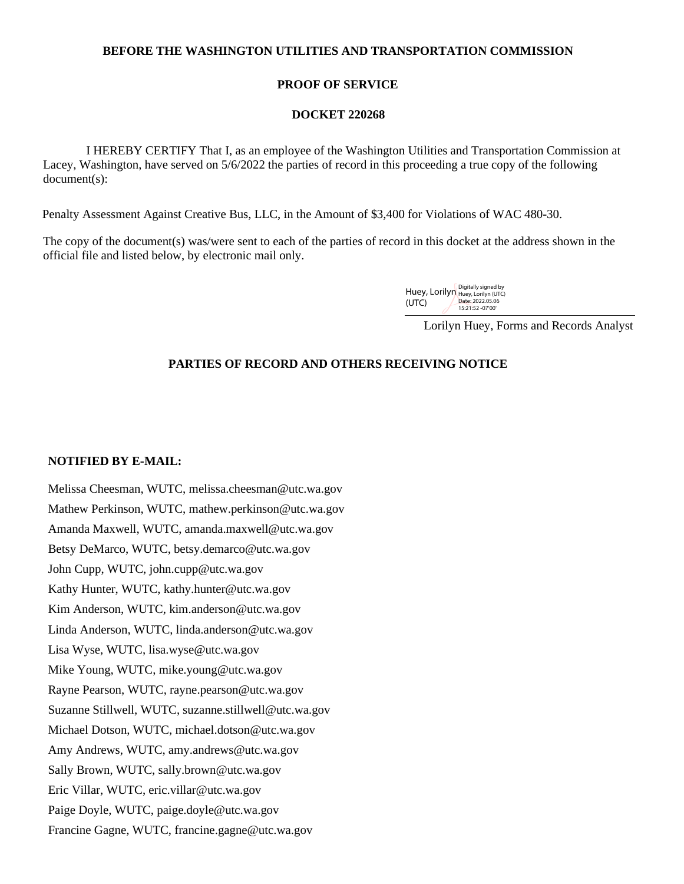**BEFORE THE WASHINGTON UTILITIES AND TRANSPORTATION COMMISSION**

**PROOF OF SERVICE**

**DOCKET 220268**

I HEREBY CERTIFY That I, as an employee of the Washington Utilities and Transportation Commission at Lacey, Washington, have served on 5/6/2022 the parties of record in this proceeding a true copy of the following document(s):

Penalty Assessment Against Creative Bus, LLC, in the Amount of $3,400 for Violations of WAC 480-30.

The copy of the document(s) was/were sent to each of the parties of record in this docket at the address shown in the official file and listed below, by electronic mail only.

Huey, Lorilyn (UTC) Digitally signed by Huey, Lorilyn (UTC) Date: 2022.05.06 15:21:52 -07'00'

Lorilyn Huey, Forms and Records Analyst

**PARTIES OF RECORD AND OTHERS RECEIVING NOTICE**

**NOTIFIED BY E-MAIL:**

Melissa Cheesman, WUTC, melissa.cheesman@utc.wa.gov
Mathew Perkinson, WUTC, mathew.perkinson@utc.wa.gov
Amanda Maxwell, WUTC, amanda.maxwell@utc.wa.gov
Betsy DeMarco, WUTC, betsy.demarco@utc.wa.gov
John Cupp, WUTC, john.cupp@utc.wa.gov
Kathy Hunter, WUTC, kathy.hunter@utc.wa.gov
Kim Anderson, WUTC, kim.anderson@utc.wa.gov
Linda Anderson, WUTC, linda.anderson@utc.wa.gov
Lisa Wyse, WUTC, lisa.wyse@utc.wa.gov
Mike Young, WUTC, mike.young@utc.wa.gov
Rayne Pearson, WUTC, rayne.pearson@utc.wa.gov
Suzanne Stillwell, WUTC, suzanne.stillwell@utc.wa.gov
Michael Dotson, WUTC, michael.dotson@utc.wa.gov
Amy Andrews, WUTC, amy.andrews@utc.wa.gov
Sally Brown, WUTC, sally.brown@utc.wa.gov
Eric Villar, WUTC, eric.villar@utc.wa.gov
Paige Doyle, WUTC, paige.doyle@utc.wa.gov
Francine Gagne, WUTC, francine.gagne@utc.wa.gov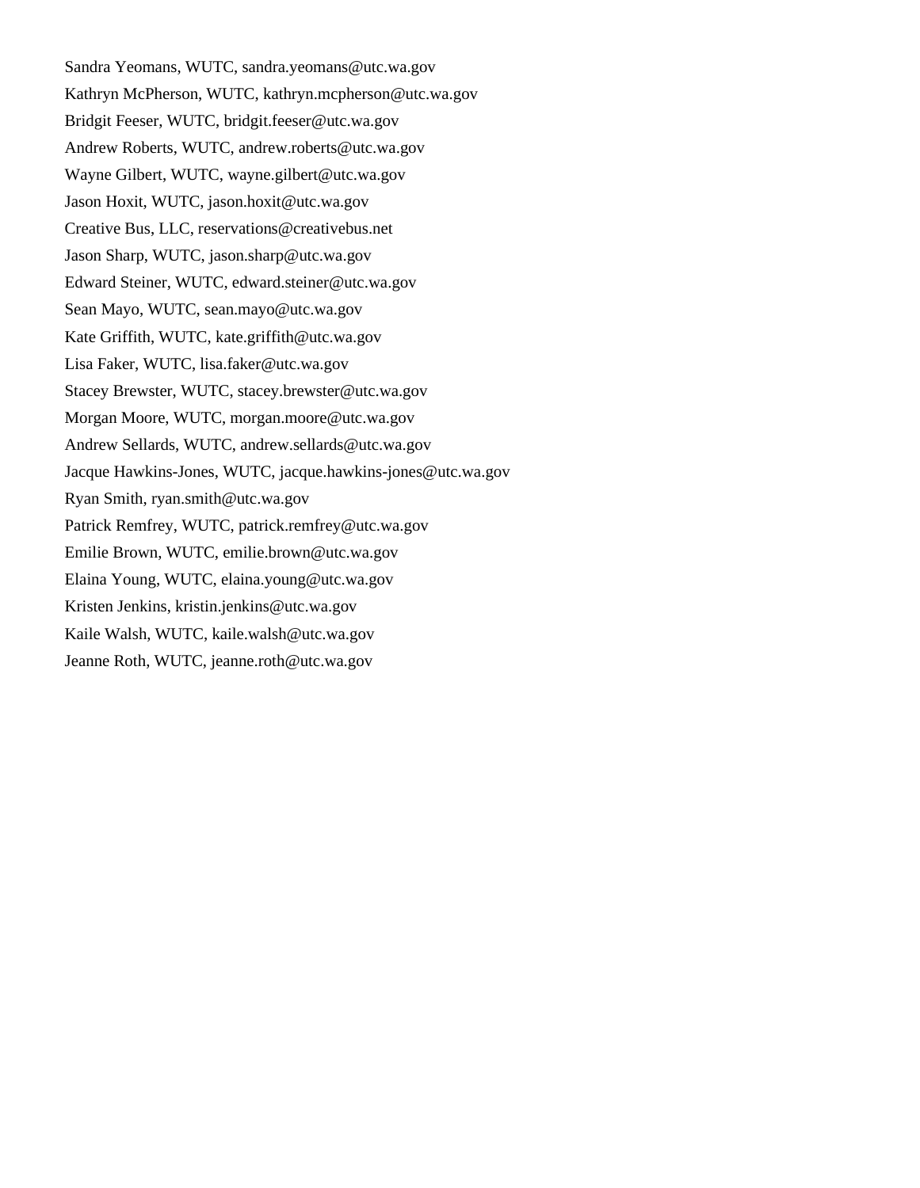Sandra Yeomans, WUTC, sandra.yeomans@utc.wa.gov

Kathryn McPherson, WUTC, kathryn.mcpherson@utc.wa.gov

Bridgit Feeser, WUTC, bridgit.feeser@utc.wa.gov

Andrew Roberts, WUTC, andrew.roberts@utc.wa.gov

Wayne Gilbert, WUTC, wayne.gilbert@utc.wa.gov

Jason Hoxit, WUTC, jason.hoxit@utc.wa.gov

Creative Bus, LLC, reservations@creativebus.net

Jason Sharp, WUTC, jason.sharp@utc.wa.gov

Edward Steiner, WUTC, edward.steiner@utc.wa.gov

Sean Mayo, WUTC, sean.mayo@utc.wa.gov

Kate Griffith, WUTC, kate.griffith@utc.wa.gov

Lisa Faker, WUTC, lisa.faker@utc.wa.gov

Stacey Brewster, WUTC, stacey.brewster@utc.wa.gov

Morgan Moore, WUTC, morgan.moore@utc.wa.gov

Andrew Sellards, WUTC, andrew.sellards@utc.wa.gov

Jacque Hawkins-Jones, WUTC, jacque.hawkins-jones@utc.wa.gov

Ryan Smith, ryan.smith@utc.wa.gov

Patrick Remfrey, WUTC, patrick.remfrey@utc.wa.gov

Emilie Brown, WUTC, emilie.brown@utc.wa.gov

Elaina Young, WUTC, elaina.young@utc.wa.gov

Kristen Jenkins, kristin.jenkins@utc.wa.gov

Kaile Walsh, WUTC, kaile.walsh@utc.wa.gov

Jeanne Roth, WUTC, jeanne.roth@utc.wa.gov